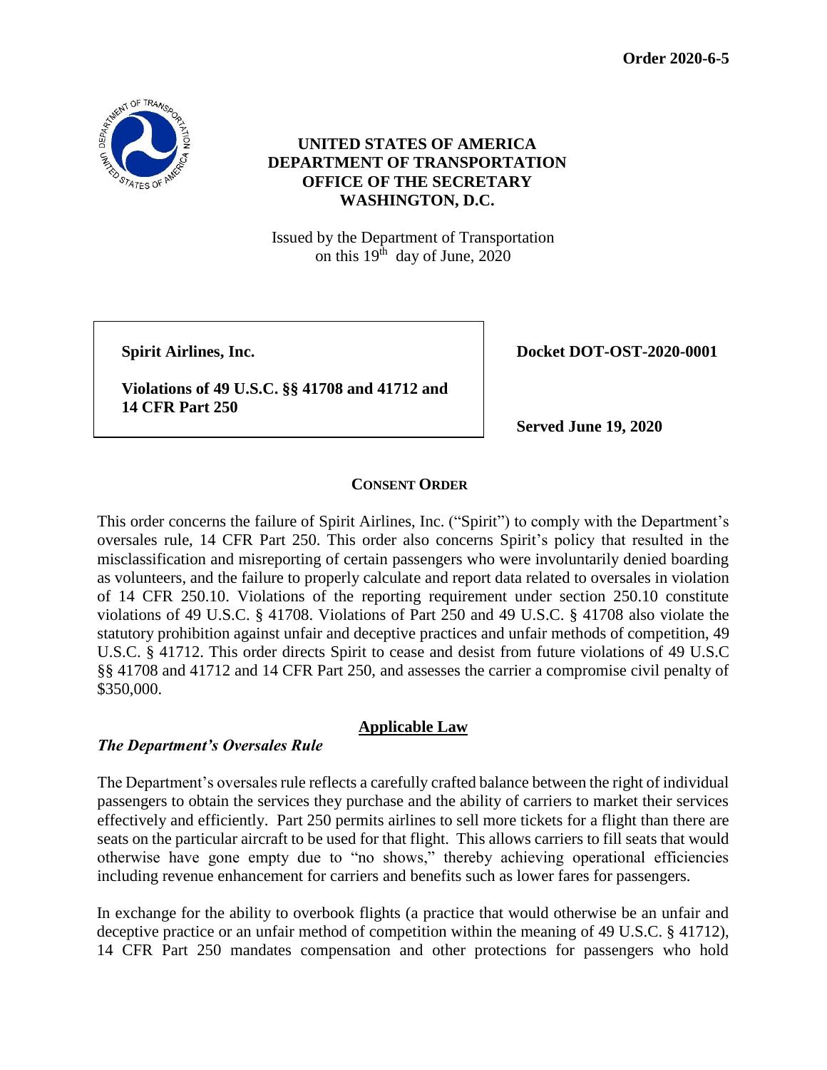**Order 2020-6-5**

**UNITED STATES OF AMERICA**
**DEPARTMENT OF TRANSPORTATION**
**OFFICE OF THE SECRETARY**
**WASHINGTON, D.C.**

Issued by the Department of Transportation
on this 19th day of June, 2020

| **Spirit Airlines, Inc.**<br><br>**Violations of 49 U.S.C. §§ 41708 and 41712 and 14 CFR Part 250** | **Docket DOT-OST-2020-0001**<br><br>**Served June 19, 2020** |
|---|---|

## CONSENT ORDER

This order concerns the failure of Spirit Airlines, Inc. ("Spirit") to comply with the Department's oversales rule, 14 CFR Part 250. This order also concerns Spirit's policy that resulted in the misclassification and misreporting of certain passengers who were involuntarily denied boarding as volunteers, and the failure to properly calculate and report data related to oversales in violation of 14 CFR 250.10. Violations of the reporting requirement under section 250.10 constitute violations of 49 U.S.C. § 41708. Violations of Part 250 and 49 U.S.C. § 41708 also violate the statutory prohibition against unfair and deceptive practices and unfair methods of competition, 49 U.S.C. § 41712. This order directs Spirit to cease and desist from future violations of 49 U.S.C §§ 41708 and 41712 and 14 CFR Part 250, and assesses the carrier a compromise civil penalty of $350,000.

## Applicable Law

### *The Department's Oversales Rule*

The Department's oversales rule reflects a carefully crafted balance between the right of individual passengers to obtain the services they purchase and the ability of carriers to market their services effectively and efficiently. Part 250 permits airlines to sell more tickets for a flight than there are seats on the particular aircraft to be used for that flight. This allows carriers to fill seats that would otherwise have gone empty due to "no shows," thereby achieving operational efficiencies including revenue enhancement for carriers and benefits such as lower fares for passengers.

In exchange for the ability to overbook flights (a practice that would otherwise be an unfair and deceptive practice or an unfair method of competition within the meaning of 49 U.S.C. § 41712), 14 CFR Part 250 mandates compensation and other protections for passengers who hold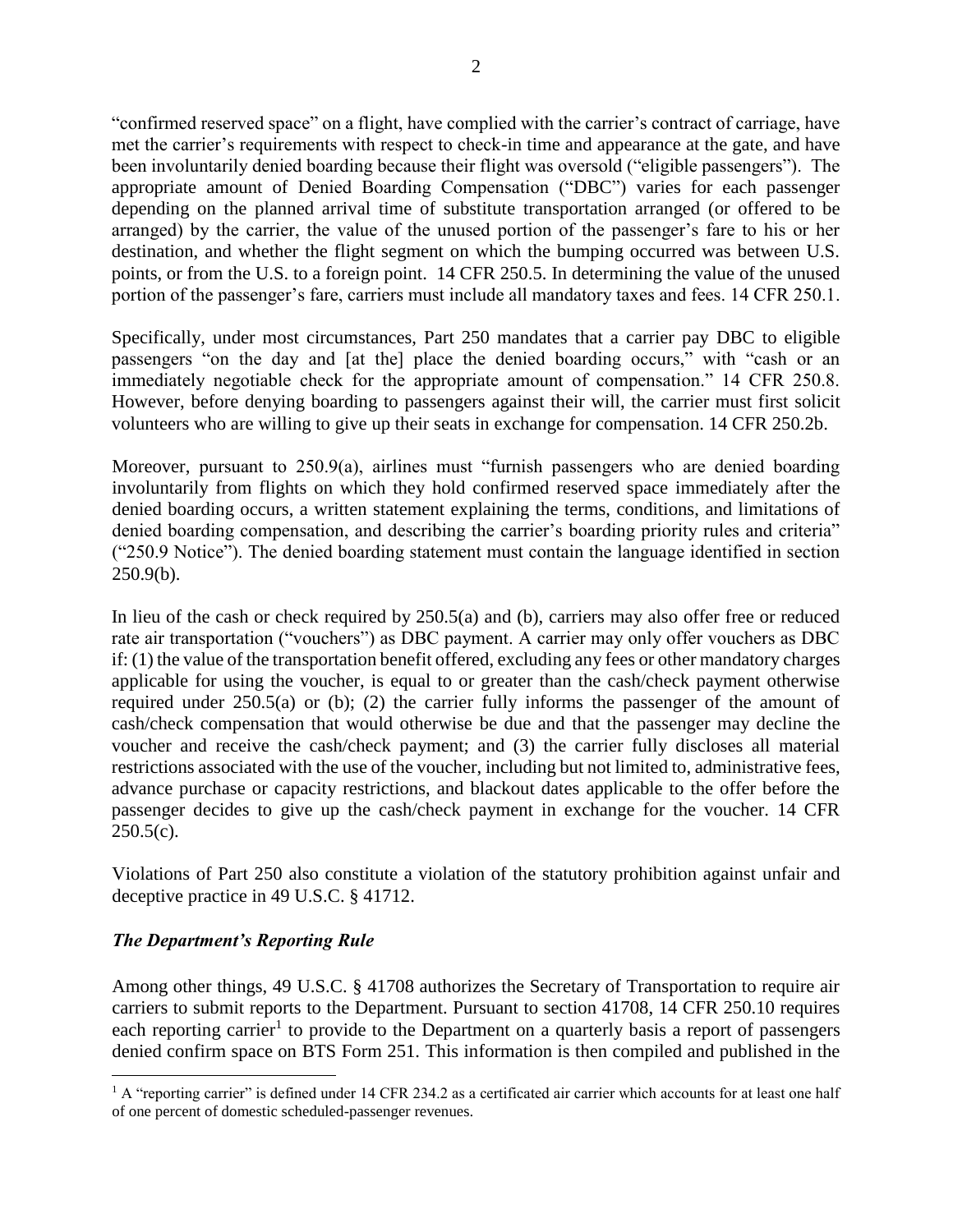"confirmed reserved space" on a flight, have complied with the carrier's contract of carriage, have met the carrier's requirements with respect to check-in time and appearance at the gate, and have been involuntarily denied boarding because their flight was oversold ("eligible passengers"). The appropriate amount of Denied Boarding Compensation ("DBC") varies for each passenger depending on the planned arrival time of substitute transportation arranged (or offered to be arranged) by the carrier, the value of the unused portion of the passenger's fare to his or her destination, and whether the flight segment on which the bumping occurred was between U.S. points, or from the U.S. to a foreign point. 14 CFR 250.5. In determining the value of the unused portion of the passenger's fare, carriers must include all mandatory taxes and fees. 14 CFR 250.1.

Specifically, under most circumstances, Part 250 mandates that a carrier pay DBC to eligible passengers "on the day and [at the] place the denied boarding occurs," with "cash or an immediately negotiable check for the appropriate amount of compensation." 14 CFR 250.8. However, before denying boarding to passengers against their will, the carrier must first solicit volunteers who are willing to give up their seats in exchange for compensation. 14 CFR 250.2b.

Moreover, pursuant to 250.9(a), airlines must "furnish passengers who are denied boarding involuntarily from flights on which they hold confirmed reserved space immediately after the denied boarding occurs, a written statement explaining the terms, conditions, and limitations of denied boarding compensation, and describing the carrier's boarding priority rules and criteria" ("250.9 Notice"). The denied boarding statement must contain the language identified in section 250.9(b).

In lieu of the cash or check required by 250.5(a) and (b), carriers may also offer free or reduced rate air transportation ("vouchers") as DBC payment. A carrier may only offer vouchers as DBC if: (1) the value of the transportation benefit offered, excluding any fees or other mandatory charges applicable for using the voucher, is equal to or greater than the cash/check payment otherwise required under 250.5(a) or (b); (2) the carrier fully informs the passenger of the amount of cash/check compensation that would otherwise be due and that the passenger may decline the voucher and receive the cash/check payment; and (3) the carrier fully discloses all material restrictions associated with the use of the voucher, including but not limited to, administrative fees, advance purchase or capacity restrictions, and blackout dates applicable to the offer before the passenger decides to give up the cash/check payment in exchange for the voucher. 14 CFR 250.5(c).

Violations of Part 250 also constitute a violation of the statutory prohibition against unfair and deceptive practice in 49 U.S.C. § 41712.

### ***The Department's Reporting Rule***

Among other things, 49 U.S.C. § 41708 authorizes the Secretary of Transportation to require air carriers to submit reports to the Department. Pursuant to section 41708, 14 CFR 250.10 requires each reporting carrier[1] to provide to the Department on a quarterly basis a report of passengers denied confirm space on BTS Form 251. This information is then compiled and published in the

[1] A "reporting carrier" is defined under 14 CFR 234.2 as a certificated air carrier which accounts for at least one half of one percent of domestic scheduled-passenger revenues.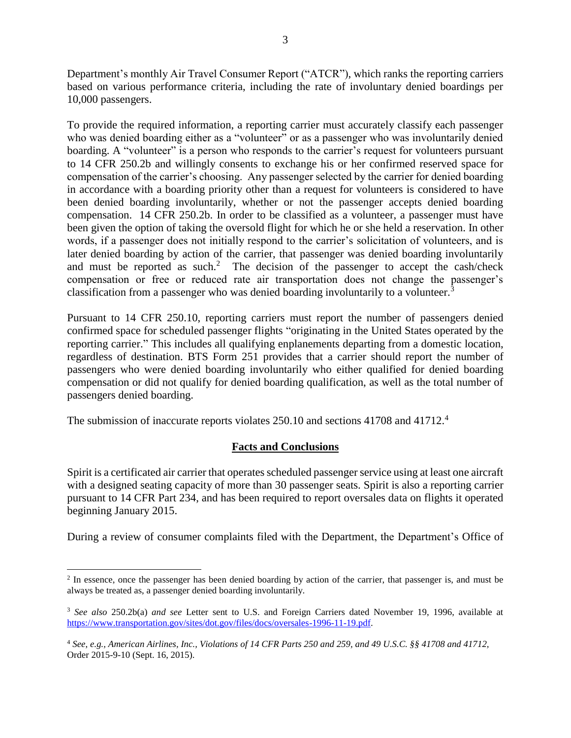Department's monthly Air Travel Consumer Report ("ATCR"), which ranks the reporting carriers based on various performance criteria, including the rate of involuntary denied boardings per 10,000 passengers.

To provide the required information, a reporting carrier must accurately classify each passenger who was denied boarding either as a "volunteer" or as a passenger who was involuntarily denied boarding. A "volunteer" is a person who responds to the carrier's request for volunteers pursuant to 14 CFR 250.2b and willingly consents to exchange his or her confirmed reserved space for compensation of the carrier's choosing. Any passenger selected by the carrier for denied boarding in accordance with a boarding priority other than a request for volunteers is considered to have been denied boarding involuntarily, whether or not the passenger accepts denied boarding compensation. 14 CFR 250.2b. In order to be classified as a volunteer, a passenger must have been given the option of taking the oversold flight for which he or she held a reservation. In other words, if a passenger does not initially respond to the carrier's solicitation of volunteers, and is later denied boarding by action of the carrier, that passenger was denied boarding involuntarily and must be reported as such.[2] The decision of the passenger to accept the cash/check compensation or free or reduced rate air transportation does not change the passenger's classification from a passenger who was denied boarding involuntarily to a volunteer.[3]

Pursuant to 14 CFR 250.10, reporting carriers must report the number of passengers denied confirmed space for scheduled passenger flights "originating in the United States operated by the reporting carrier." This includes all qualifying enplanements departing from a domestic location, regardless of destination. BTS Form 251 provides that a carrier should report the number of passengers who were denied boarding involuntarily who either qualified for denied boarding compensation or did not qualify for denied boarding qualification, as well as the total number of passengers denied boarding.

The submission of inaccurate reports violates 250.10 and sections 41708 and 41712.[4]

## Facts and Conclusions

Spirit is a certificated air carrier that operates scheduled passenger service using at least one aircraft with a designed seating capacity of more than 30 passenger seats. Spirit is also a reporting carrier pursuant to 14 CFR Part 234, and has been required to report oversales data on flights it operated beginning January 2015.

During a review of consumer complaints filed with the Department, the Department's Office of

---

[2] In essence, once the passenger has been denied boarding by action of the carrier, that passenger is, and must be always be treated as, a passenger denied boarding involuntarily.

[3] *See also* 250.2b(a) *and see* Letter sent to U.S. and Foreign Carriers dated November 19, 1996, available at https://www.transportation.gov/sites/dot.gov/files/docs/oversales-1996-11-19.pdf.

[4] *See, e.g., American Airlines, Inc., Violations of 14 CFR Parts 250 and 259, and 49 U.S.C. §§ 41708 and 41712,* Order 2015-9-10 (Sept. 16, 2015).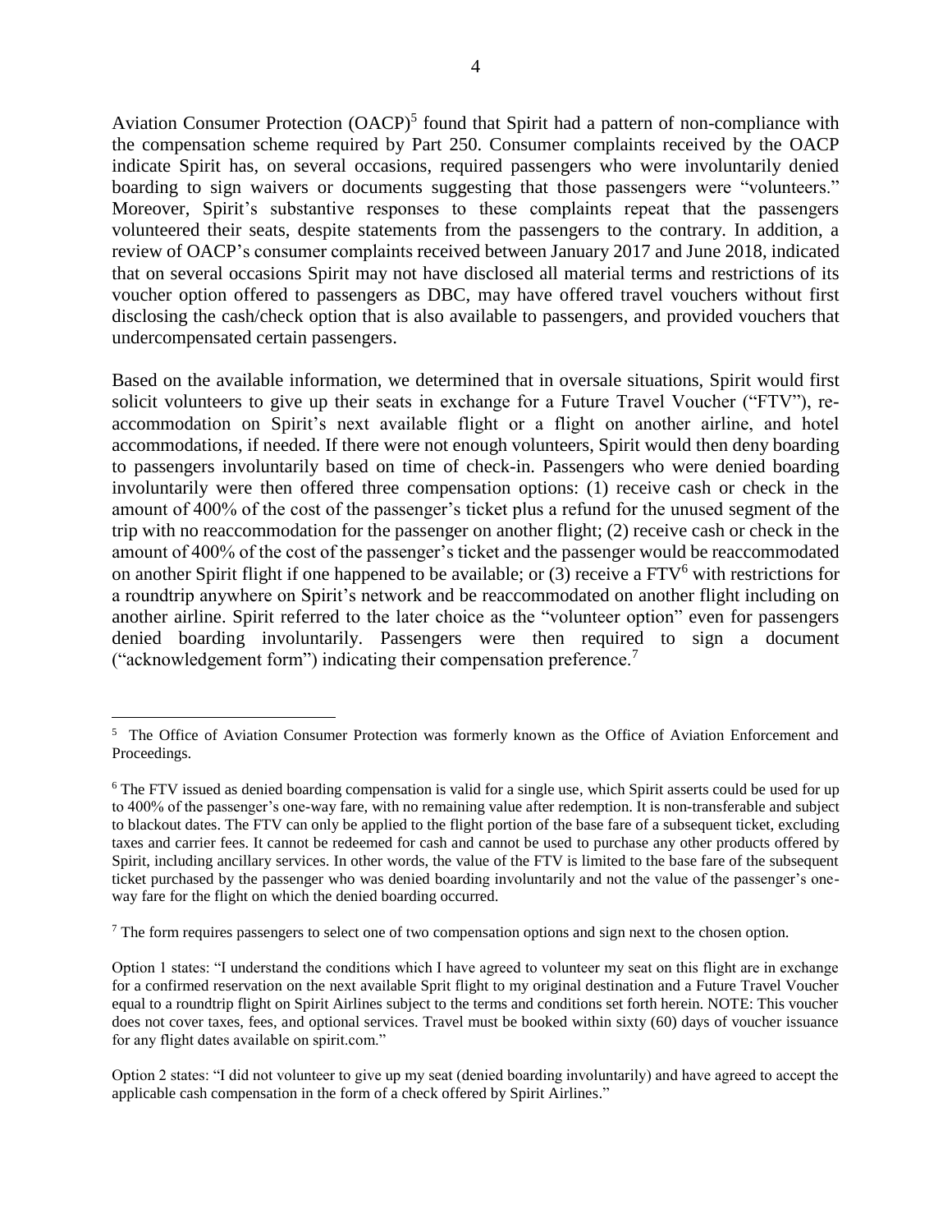Aviation Consumer Protection (OACP)[5] found that Spirit had a pattern of non-compliance with the compensation scheme required by Part 250. Consumer complaints received by the OACP indicate Spirit has, on several occasions, required passengers who were involuntarily denied boarding to sign waivers or documents suggesting that those passengers were "volunteers." Moreover, Spirit's substantive responses to these complaints repeat that the passengers volunteered their seats, despite statements from the passengers to the contrary. In addition, a review of OACP's consumer complaints received between January 2017 and June 2018, indicated that on several occasions Spirit may not have disclosed all material terms and restrictions of its voucher option offered to passengers as DBC, may have offered travel vouchers without first disclosing the cash/check option that is also available to passengers, and provided vouchers that undercompensated certain passengers.

Based on the available information, we determined that in oversale situations, Spirit would first solicit volunteers to give up their seats in exchange for a Future Travel Voucher ("FTV"), re-accommodation on Spirit's next available flight or a flight on another airline, and hotel accommodations, if needed. If there were not enough volunteers, Spirit would then deny boarding to passengers involuntarily based on time of check-in. Passengers who were denied boarding involuntarily were then offered three compensation options: (1) receive cash or check in the amount of 400% of the cost of the passenger's ticket plus a refund for the unused segment of the trip with no reaccommodation for the passenger on another flight; (2) receive cash or check in the amount of 400% of the cost of the passenger's ticket and the passenger would be reaccommodated on another Spirit flight if one happened to be available; or (3) receive a FTV[6] with restrictions for a roundtrip anywhere on Spirit's network and be reaccommodated on another flight including on another airline. Spirit referred to the later choice as the "volunteer option" even for passengers denied boarding involuntarily. Passengers were then required to sign a document ("acknowledgement form") indicating their compensation preference.[7]

---

[5] The Office of Aviation Consumer Protection was formerly known as the Office of Aviation Enforcement and Proceedings.

[6] The FTV issued as denied boarding compensation is valid for a single use, which Spirit asserts could be used for up to 400% of the passenger's one-way fare, with no remaining value after redemption. It is non-transferable and subject to blackout dates. The FTV can only be applied to the flight portion of the base fare of a subsequent ticket, excluding taxes and carrier fees. It cannot be redeemed for cash and cannot be used to purchase any other products offered by Spirit, including ancillary services. In other words, the value of the FTV is limited to the base fare of the subsequent ticket purchased by the passenger who was denied boarding involuntarily and not the value of the passenger's one-way fare for the flight on which the denied boarding occurred.

[7] The form requires passengers to select one of two compensation options and sign next to the chosen option.

Option 1 states: "I understand the conditions which I have agreed to volunteer my seat on this flight are in exchange for a confirmed reservation on the next available Sprit flight to my original destination and a Future Travel Voucher equal to a roundtrip flight on Spirit Airlines subject to the terms and conditions set forth herein. NOTE: This voucher does not cover taxes, fees, and optional services. Travel must be booked within sixty (60) days of voucher issuance for any flight dates available on spirit.com."

Option 2 states: "I did not volunteer to give up my seat (denied boarding involuntarily) and have agreed to accept the applicable cash compensation in the form of a check offered by Spirit Airlines."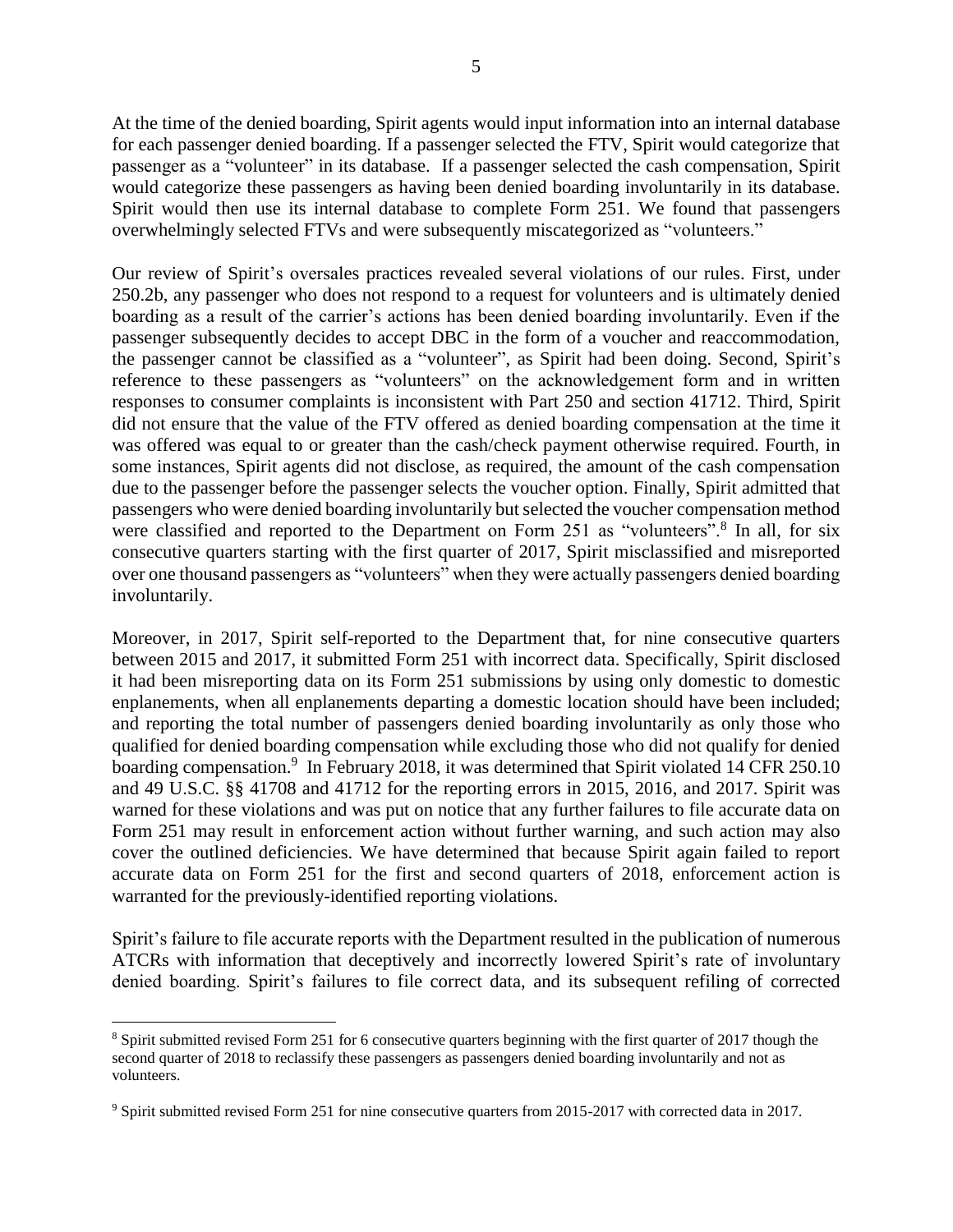At the time of the denied boarding, Spirit agents would input information into an internal database for each passenger denied boarding. If a passenger selected the FTV, Spirit would categorize that passenger as a "volunteer" in its database. If a passenger selected the cash compensation, Spirit would categorize these passengers as having been denied boarding involuntarily in its database. Spirit would then use its internal database to complete Form 251. We found that passengers overwhelmingly selected FTVs and were subsequently miscategorized as "volunteers."

Our review of Spirit's oversales practices revealed several violations of our rules. First, under 250.2b, any passenger who does not respond to a request for volunteers and is ultimately denied boarding as a result of the carrier's actions has been denied boarding involuntarily. Even if the passenger subsequently decides to accept DBC in the form of a voucher and reaccommodation, the passenger cannot be classified as a "volunteer", as Spirit had been doing. Second, Spirit's reference to these passengers as "volunteers" on the acknowledgement form and in written responses to consumer complaints is inconsistent with Part 250 and section 41712. Third, Spirit did not ensure that the value of the FTV offered as denied boarding compensation at the time it was offered was equal to or greater than the cash/check payment otherwise required. Fourth, in some instances, Spirit agents did not disclose, as required, the amount of the cash compensation due to the passenger before the passenger selects the voucher option. Finally, Spirit admitted that passengers who were denied boarding involuntarily but selected the voucher compensation method were classified and reported to the Department on Form 251 as "volunteers".[8] In all, for six consecutive quarters starting with the first quarter of 2017, Spirit misclassified and misreported over one thousand passengers as "volunteers" when they were actually passengers denied boarding involuntarily.

Moreover, in 2017, Spirit self-reported to the Department that, for nine consecutive quarters between 2015 and 2017, it submitted Form 251 with incorrect data. Specifically, Spirit disclosed it had been misreporting data on its Form 251 submissions by using only domestic to domestic enplanements, when all enplanements departing a domestic location should have been included; and reporting the total number of passengers denied boarding involuntarily as only those who qualified for denied boarding compensation while excluding those who did not qualify for denied boarding compensation.[9] In February 2018, it was determined that Spirit violated 14 CFR 250.10 and 49 U.S.C. §§ 41708 and 41712 for the reporting errors in 2015, 2016, and 2017. Spirit was warned for these violations and was put on notice that any further failures to file accurate data on Form 251 may result in enforcement action without further warning, and such action may also cover the outlined deficiencies. We have determined that because Spirit again failed to report accurate data on Form 251 for the first and second quarters of 2018, enforcement action is warranted for the previously-identified reporting violations.

Spirit's failure to file accurate reports with the Department resulted in the publication of numerous ATCRs with information that deceptively and incorrectly lowered Spirit's rate of involuntary denied boarding. Spirit's failures to file correct data, and its subsequent refiling of corrected

---

[8] Spirit submitted revised Form 251 for 6 consecutive quarters beginning with the first quarter of 2017 though the second quarter of 2018 to reclassify these passengers as passengers denied boarding involuntarily and not as volunteers.

[9] Spirit submitted revised Form 251 for nine consecutive quarters from 2015-2017 with corrected data in 2017.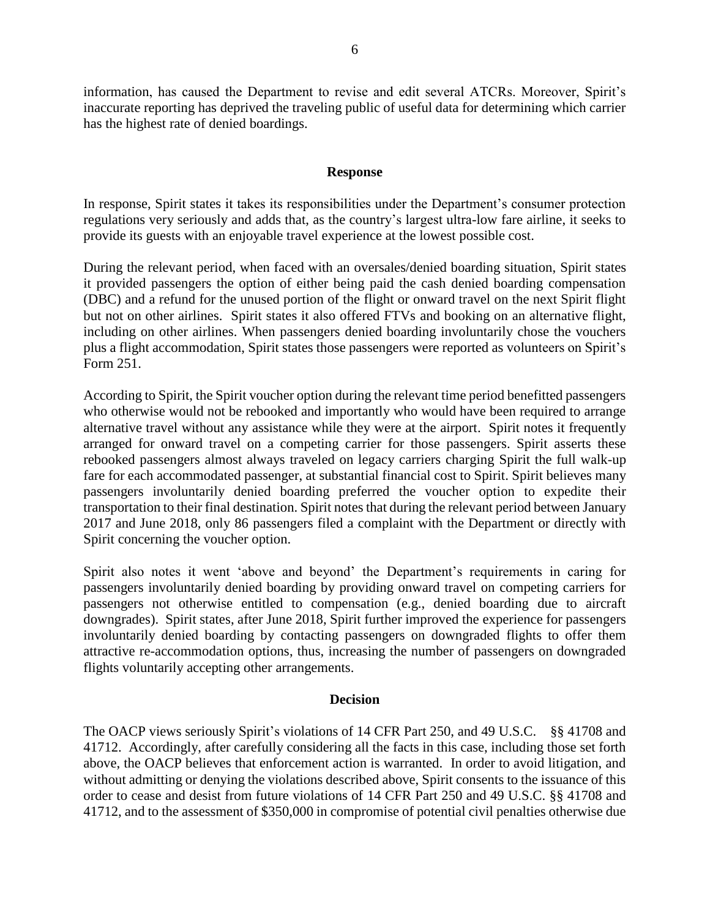information, has caused the Department to revise and edit several ATCRs. Moreover, Spirit's inaccurate reporting has deprived the traveling public of useful data for determining which carrier has the highest rate of denied boardings.

**Response**

In response, Spirit states it takes its responsibilities under the Department's consumer protection regulations very seriously and adds that, as the country's largest ultra-low fare airline, it seeks to provide its guests with an enjoyable travel experience at the lowest possible cost.

During the relevant period, when faced with an oversales/denied boarding situation, Spirit states it provided passengers the option of either being paid the cash denied boarding compensation (DBC) and a refund for the unused portion of the flight or onward travel on the next Spirit flight but not on other airlines. Spirit states it also offered FTVs and booking on an alternative flight, including on other airlines. When passengers denied boarding involuntarily chose the vouchers plus a flight accommodation, Spirit states those passengers were reported as volunteers on Spirit's Form 251.

According to Spirit, the Spirit voucher option during the relevant time period benefitted passengers who otherwise would not be rebooked and importantly who would have been required to arrange alternative travel without any assistance while they were at the airport. Spirit notes it frequently arranged for onward travel on a competing carrier for those passengers. Spirit asserts these rebooked passengers almost always traveled on legacy carriers charging Spirit the full walk-up fare for each accommodated passenger, at substantial financial cost to Spirit. Spirit believes many passengers involuntarily denied boarding preferred the voucher option to expedite their transportation to their final destination. Spirit notes that during the relevant period between January 2017 and June 2018, only 86 passengers filed a complaint with the Department or directly with Spirit concerning the voucher option.

Spirit also notes it went 'above and beyond' the Department's requirements in caring for passengers involuntarily denied boarding by providing onward travel on competing carriers for passengers not otherwise entitled to compensation (e.g., denied boarding due to aircraft downgrades). Spirit states, after June 2018, Spirit further improved the experience for passengers involuntarily denied boarding by contacting passengers on downgraded flights to offer them attractive re-accommodation options, thus, increasing the number of passengers on downgraded flights voluntarily accepting other arrangements.

**Decision**

The OACP views seriously Spirit's violations of 14 CFR Part 250, and 49 U.S.C. §§ 41708 and 41712. Accordingly, after carefully considering all the facts in this case, including those set forth above, the OACP believes that enforcement action is warranted. In order to avoid litigation, and without admitting or denying the violations described above, Spirit consents to the issuance of this order to cease and desist from future violations of 14 CFR Part 250 and 49 U.S.C. §§ 41708 and 41712, and to the assessment of $350,000 in compromise of potential civil penalties otherwise due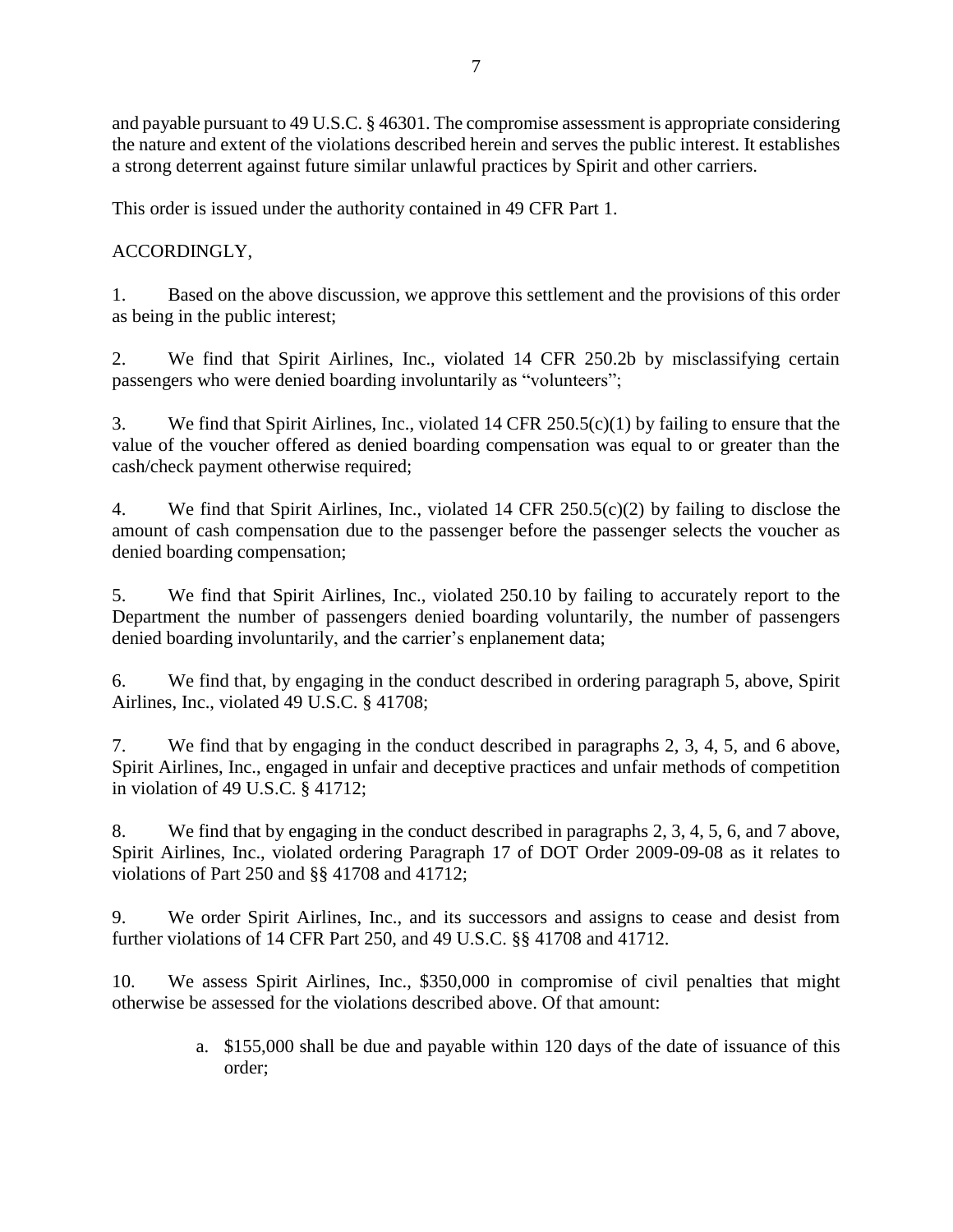and payable pursuant to 49 U.S.C. § 46301. The compromise assessment is appropriate considering the nature and extent of the violations described herein and serves the public interest. It establishes a strong deterrent against future similar unlawful practices by Spirit and other carriers.

This order is issued under the authority contained in 49 CFR Part 1.

ACCORDINGLY,

1. Based on the above discussion, we approve this settlement and the provisions of this order as being in the public interest;

2. We find that Spirit Airlines, Inc., violated 14 CFR 250.2b by misclassifying certain passengers who were denied boarding involuntarily as "volunteers";

3. We find that Spirit Airlines, Inc., violated 14 CFR 250.5(c)(1) by failing to ensure that the value of the voucher offered as denied boarding compensation was equal to or greater than the cash/check payment otherwise required;

4. We find that Spirit Airlines, Inc., violated 14 CFR 250.5(c)(2) by failing to disclose the amount of cash compensation due to the passenger before the passenger selects the voucher as denied boarding compensation;

5. We find that Spirit Airlines, Inc., violated 250.10 by failing to accurately report to the Department the number of passengers denied boarding voluntarily, the number of passengers denied boarding involuntarily, and the carrier's enplanement data;

6. We find that, by engaging in the conduct described in ordering paragraph 5, above, Spirit Airlines, Inc., violated 49 U.S.C. § 41708;

7. We find that by engaging in the conduct described in paragraphs 2, 3, 4, 5, and 6 above, Spirit Airlines, Inc., engaged in unfair and deceptive practices and unfair methods of competition in violation of 49 U.S.C. § 41712;

8. We find that by engaging in the conduct described in paragraphs 2, 3, 4, 5, 6, and 7 above, Spirit Airlines, Inc., violated ordering Paragraph 17 of DOT Order 2009-09-08 as it relates to violations of Part 250 and §§ 41708 and 41712;

9. We order Spirit Airlines, Inc., and its successors and assigns to cease and desist from further violations of 14 CFR Part 250, and 49 U.S.C. §§ 41708 and 41712.

10. We assess Spirit Airlines, Inc., $350,000 in compromise of civil penalties that might otherwise be assessed for the violations described above. Of that amount:

    a. $155,000 shall be due and payable within 120 days of the date of issuance of this order;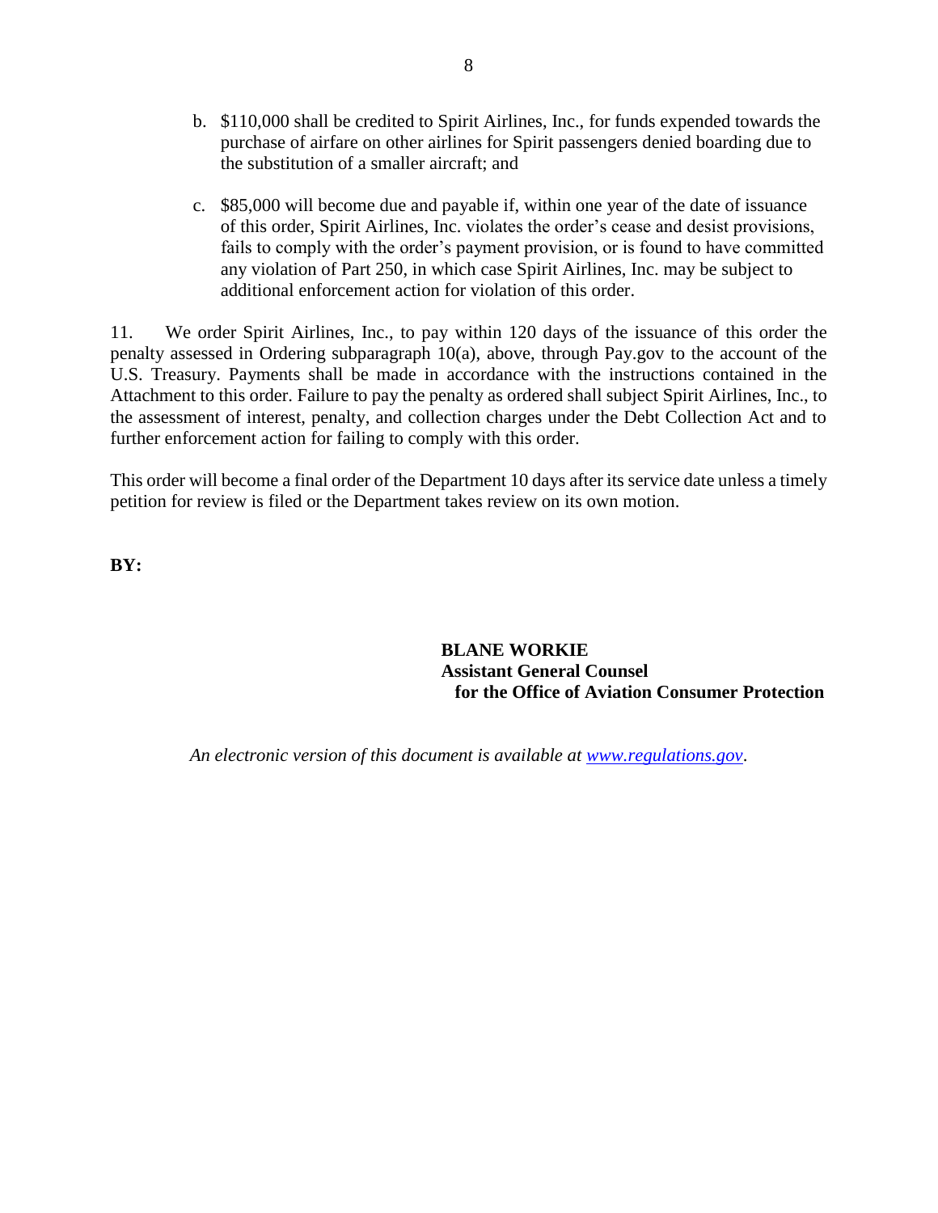b. $110,000 shall be credited to Spirit Airlines, Inc., for funds expended towards the purchase of airfare on other airlines for Spirit passengers denied boarding due to the substitution of a smaller aircraft; and

c. $85,000 will become due and payable if, within one year of the date of issuance of this order, Spirit Airlines, Inc. violates the order's cease and desist provisions, fails to comply with the order's payment provision, or is found to have committed any violation of Part 250, in which case Spirit Airlines, Inc. may be subject to additional enforcement action for violation of this order.

11. We order Spirit Airlines, Inc., to pay within 120 days of the issuance of this order the penalty assessed in Ordering subparagraph 10(a), above, through Pay.gov to the account of the U.S. Treasury. Payments shall be made in accordance with the instructions contained in the Attachment to this order. Failure to pay the penalty as ordered shall subject Spirit Airlines, Inc., to the assessment of interest, penalty, and collection charges under the Debt Collection Act and to further enforcement action for failing to comply with this order.

This order will become a final order of the Department 10 days after its service date unless a timely petition for review is filed or the Department takes review on its own motion.

**BY:**

**BLANE WORKIE**
**Assistant General Counsel**
**for the Office of Aviation Consumer Protection**

*An electronic version of this document is available at [www.regulations.gov](www.regulations.gov).*